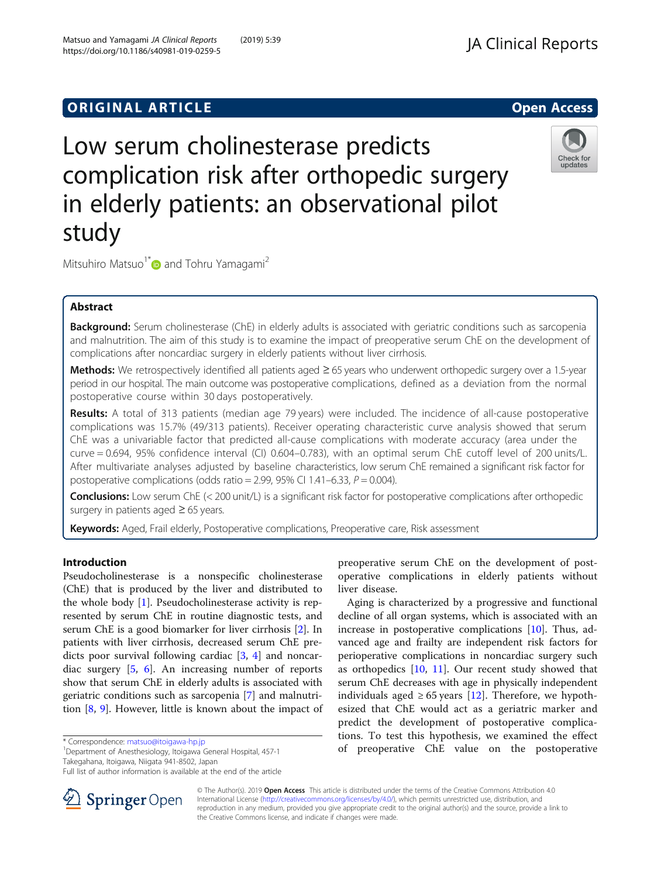ORIGINAL ARTICLE

Open Access

# Low serum cholinesterase predicts complication risk after orthopedic surgery in elderly patients: an observational pilot study

Mitsuhiro Matsuo[1*] and Tohru Yamagami[2]

## Abstract

**Background:** Serum cholinesterase (ChE) in elderly adults is associated with geriatric conditions such as sarcopenia and malnutrition. The aim of this study is to examine the impact of preoperative serum ChE on the development of complications after noncardiac surgery in elderly patients without liver cirrhosis.

**Methods:** We retrospectively identified all patients aged ≥ 65 years who underwent orthopedic surgery over a 1.5-year period in our hospital. The main outcome was postoperative complications, defined as a deviation from the normal postoperative course within 30 days postoperatively.

**Results:** A total of 313 patients (median age 79 years) were included. The incidence of all-cause postoperative complications was 15.7% (49/313 patients). Receiver operating characteristic curve analysis showed that serum ChE was a univariable factor that predicted all-cause complications with moderate accuracy (area under the curve = 0.694, 95% confidence interval (CI) 0.604–0.783), with an optimal serum ChE cutoff level of 200 units/L. After multivariate analyses adjusted by baseline characteristics, low serum ChE remained a significant risk factor for postoperative complications (odds ratio = 2.99, 95% CI 1.41–6.33, $P = 0.004$).

**Conclusions:** Low serum ChE (< 200 unit/L) is a significant risk factor for postoperative complications after orthopedic surgery in patients aged ≥ 65 years.

**Keywords:** Aged, Frail elderly, Postoperative complications, Preoperative care, Risk assessment

## Introduction

Pseudocholinesterase is a nonspecific cholinesterase (ChE) that is produced by the liver and distributed to the whole body [1]. Pseudocholinesterase activity is represented by serum ChE in routine diagnostic tests, and serum ChE is a good biomarker for liver cirrhosis [2]. In patients with liver cirrhosis, decreased serum ChE predicts poor survival following cardiac [3, 4] and noncardiac surgery [5, 6]. An increasing number of reports show that serum ChE in elderly adults is associated with geriatric conditions such as sarcopenia [7] and malnutrition [8, 9]. However, little is known about the impact of preoperative serum ChE on the development of postoperative complications in elderly patients without liver disease.

Aging is characterized by a progressive and functional decline of all organ systems, which is associated with an increase in postoperative complications [10]. Thus, advanced age and frailty are independent risk factors for perioperative complications in noncardiac surgery such as orthopedics [10, 11]. Our recent study showed that serum ChE decreases with age in physically independent individuals aged ≥ 65 years [12]. Therefore, we hypothesized that ChE would act as a geriatric marker and predict the development of postoperative complications. To test this hypothesis, we examined the effect of preoperative ChE value on the postoperative

\* Correspondence: matsuo@itoigawa-hp.jp
[1]Department of Anesthesiology, Itoigawa General Hospital, 457-1 Takegahana, Itoigawa, Niigata 941-8502, Japan
Full list of author information is available at the end of the article

© The Author(s). 2019 **Open Access** This article is distributed under the terms of the Creative Commons Attribution 4.0 International License (http://creativecommons.org/licenses/by/4.0/), which permits unrestricted use, distribution, and reproduction in any medium, provided you give appropriate credit to the original author(s) and the source, provide a link to the Creative Commons license, and indicate if changes were made.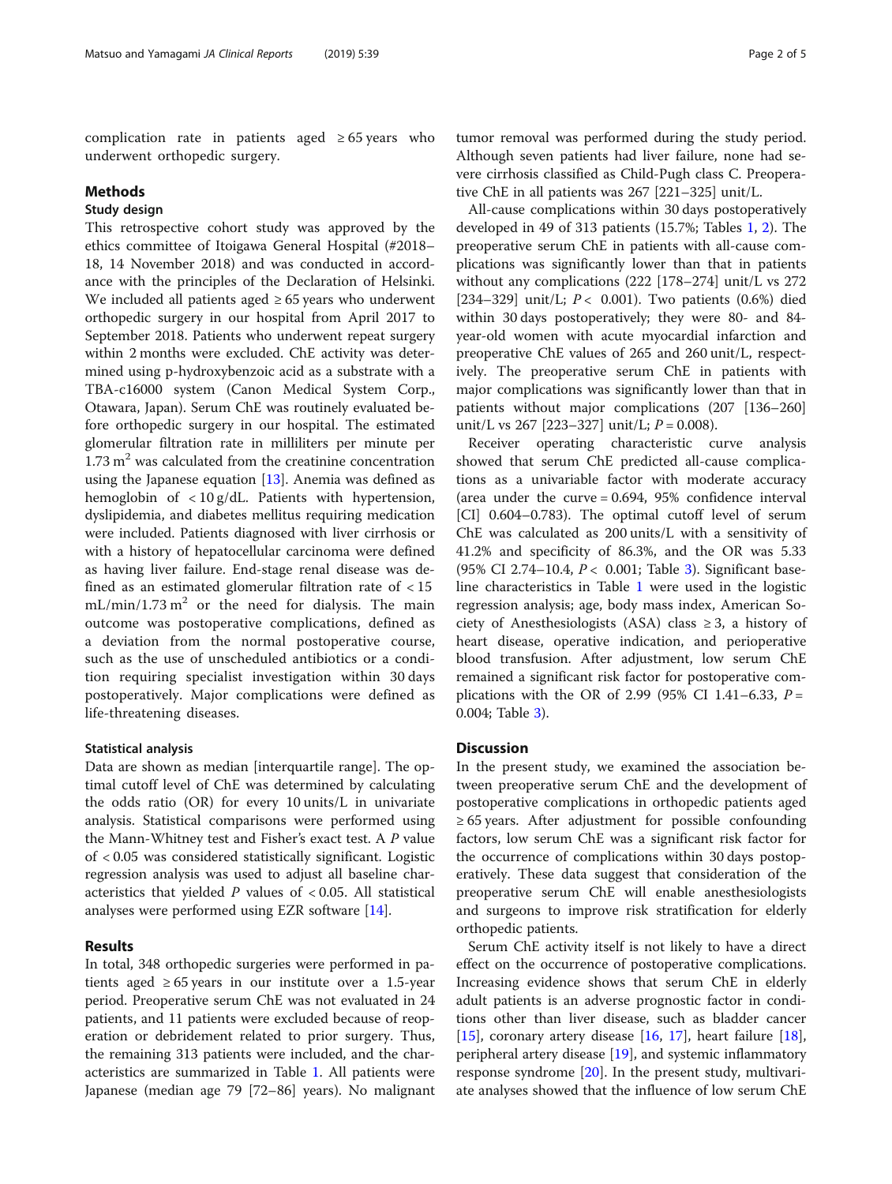complication rate in patients aged ≥ 65 years who underwent orthopedic surgery.

## Methods

### Study design

This retrospective cohort study was approved by the ethics committee of Itoigawa General Hospital (#2018–18, 14 November 2018) and was conducted in accordance with the principles of the Declaration of Helsinki. We included all patients aged ≥ 65 years who underwent orthopedic surgery in our hospital from April 2017 to September 2018. Patients who underwent repeat surgery within 2 months were excluded. ChE activity was determined using p-hydroxybenzoic acid as a substrate with a TBA-c16000 system (Canon Medical System Corp., Otawara, Japan). Serum ChE was routinely evaluated before orthopedic surgery in our hospital. The estimated glomerular filtration rate in milliliters per minute per 1.73 $m^2$ was calculated from the creatinine concentration using the Japanese equation [13]. Anemia was defined as hemoglobin of < 10 g/dL. Patients with hypertension, dyslipidemia, and diabetes mellitus requiring medication were included. Patients diagnosed with liver cirrhosis or with a history of hepatocellular carcinoma were defined as having liver failure. End-stage renal disease was defined as an estimated glomerular filtration rate of < 15 mL/min/1.73 $m^2$ or the need for dialysis. The main outcome was postoperative complications, defined as a deviation from the normal postoperative course, such as the use of unscheduled antibiotics or a condition requiring specialist investigation within 30 days postoperatively. Major complications were defined as life-threatening diseases.

### Statistical analysis

Data are shown as median [interquartile range]. The optimal cutoff level of ChE was determined by calculating the odds ratio (OR) for every 10 units/L in univariate analysis. Statistical comparisons were performed using the Mann-Whitney test and Fisher's exact test. A *P* value of < 0.05 was considered statistically significant. Logistic regression analysis was used to adjust all baseline characteristics that yielded *P* values of < 0.05. All statistical analyses were performed using EZR software [14].

## Results

In total, 348 orthopedic surgeries were performed in patients aged ≥ 65 years in our institute over a 1.5-year period. Preoperative serum ChE was not evaluated in 24 patients, and 11 patients were excluded because of reoperation or debridement related to prior surgery. Thus, the remaining 313 patients were included, and the characteristics are summarized in Table 1. All patients were Japanese (median age 79 [72–86] years). No malignant tumor removal was performed during the study period. Although seven patients had liver failure, none had severe cirrhosis classified as Child-Pugh class C. Preoperative ChE in all patients was 267 [221–325] unit/L.

All-cause complications within 30 days postoperatively developed in 49 of 313 patients (15.7%; Tables 1, 2). The preoperative serum ChE in patients with all-cause complications was significantly lower than that in patients without any complications (222 [178–274] unit/L vs 272 [234–329] unit/L; $P < 0.001$). Two patients (0.6%) died within 30 days postoperatively; they were 80- and 84-year-old women with acute myocardial infarction and preoperative ChE values of 265 and 260 unit/L, respectively. The preoperative serum ChE in patients with major complications was significantly lower than that in patients without major complications (207 [136–260] unit/L vs 267 [223–327] unit/L; $P = 0.008$).

Receiver operating characteristic curve analysis showed that serum ChE predicted all-cause complications as a univariable factor with moderate accuracy (area under the curve = 0.694, 95% confidence interval [CI] 0.604–0.783). The optimal cutoff level of serum ChE was calculated as 200 units/L with a sensitivity of 41.2% and specificity of 86.3%, and the OR was 5.33 (95% CI 2.74–10.4, $P < 0.001$; Table 3). Significant baseline characteristics in Table 1 were used in the logistic regression analysis; age, body mass index, American Society of Anesthesiologists (ASA) class ≥ 3, a history of heart disease, operative indication, and perioperative blood transfusion. After adjustment, low serum ChE remained a significant risk factor for postoperative complications with the OR of 2.99 (95% CI 1.41–6.33, $P = 0.004$; Table 3).

## Discussion

In the present study, we examined the association between preoperative serum ChE and the development of postoperative complications in orthopedic patients aged ≥ 65 years. After adjustment for possible confounding factors, low serum ChE was a significant risk factor for the occurrence of complications within 30 days postoperatively. These data suggest that consideration of the preoperative serum ChE will enable anesthesiologists and surgeons to improve risk stratification for elderly orthopedic patients.

Serum ChE activity itself is not likely to have a direct effect on the occurrence of postoperative complications. Increasing evidence shows that serum ChE in elderly adult patients is an adverse prognostic factor in conditions other than liver disease, such as bladder cancer [15], coronary artery disease [16, 17], heart failure [18], peripheral artery disease [19], and systemic inflammatory response syndrome [20]. In the present study, multivariate analyses showed that the influence of low serum ChE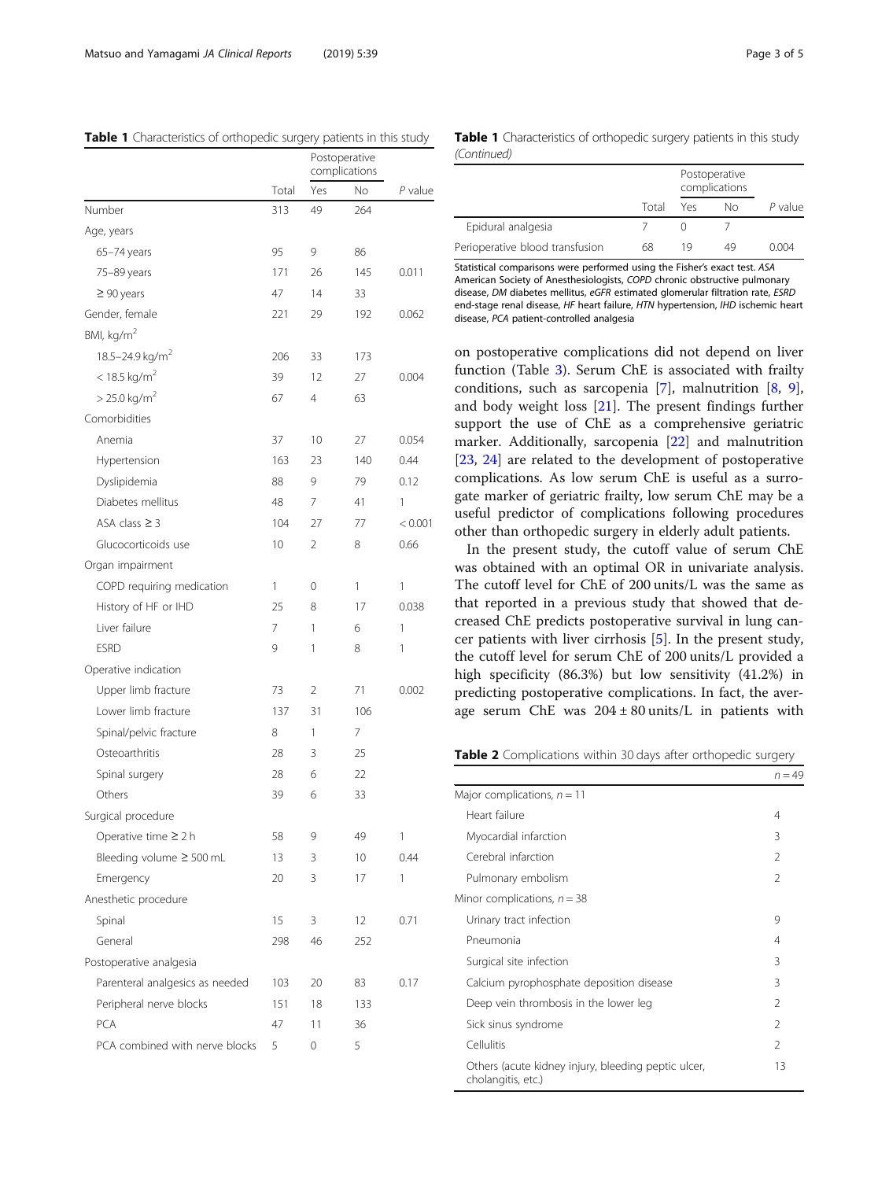**Table 1** Characteristics of orthopedic surgery patients in this study

| | Total | Postoperative complications | | *P* value |
|---|---|---|---|---|
| | | Yes | No | |
| Number | 313 | 49 | 264 | |
| Age, years | | | | |
| 65–74 years | 95 | 9 | 86 | |
| 75–89 years | 171 | 26 | 145 | 0.011 |
| ≥ 90 years | 47 | 14 | 33 | |
| Gender, female | 221 | 29 | 192 | 0.062 |
| BMI, kg/m$^2$ | | | | |
| 18.5–24.9 kg/m$^2$ | 206 | 33 | 173 | |
| < 18.5 kg/m$^2$ | 39 | 12 | 27 | 0.004 |
| > 25.0 kg/m$^2$ | 67 | 4 | 63 | |
| Comorbidities | | | | |
| Anemia | 37 | 10 | 27 | 0.054 |
| Hypertension | 163 | 23 | 140 | 0.44 |
| Dyslipidemia | 88 | 9 | 79 | 0.12 |
| Diabetes mellitus | 48 | 7 | 41 | 1 |
| ASA class ≥ 3 | 104 | 27 | 77 | < 0.001 |
| Glucocorticoids use | 10 | 2 | 8 | 0.66 |
| Organ impairment | | | | |
| COPD requiring medication | 1 | 0 | 1 | 1 |
| History of HF or IHD | 25 | 8 | 17 | 0.038 |
| Liver failure | 7 | 1 | 6 | 1 |
| ESRD | 9 | 1 | 8 | 1 |
| Operative indication | | | | |
| Upper limb fracture | 73 | 2 | 71 | 0.002 |
| Lower limb fracture | 137 | 31 | 106 | |
| Spinal/pelvic fracture | 8 | 1 | 7 | |
| Osteoarthritis | 28 | 3 | 25 | |
| Spinal surgery | 28 | 6 | 22 | |
| Others | 39 | 6 | 33 | |
| Surgical procedure | | | | |
| Operative time ≥ 2 h | 58 | 9 | 49 | 1 |
| Bleeding volume ≥ 500 mL | 13 | 3 | 10 | 0.44 |
| Emergency | 20 | 3 | 17 | 1 |
| Anesthetic procedure | | | | |
| Spinal | 15 | 3 | 12 | 0.71 |
| General | 298 | 46 | 252 | |
| Postoperative analgesia | | | | |
| Parenteral analgesics as needed | 103 | 20 | 83 | 0.17 |
| Peripheral nerve blocks | 151 | 18 | 133 | |
| PCA | 47 | 11 | 36 | |
| PCA combined with nerve blocks | 5 | 0 | 5 | |
| Epidural analgesia | 7 | 0 | 7 | |
| Perioperative blood transfusion | 68 | 19 | 49 | 0.004 |

Statistical comparisons were performed using the Fisher's exact test. *ASA* American Society of Anesthesiologists, *COPD* chronic obstructive pulmonary disease, *DM* diabetes mellitus, *eGFR* estimated glomerular filtration rate, *ESRD* end-stage renal disease, *HF* heart failure, *HTN* hypertension, *IHD* ischemic heart disease, *PCA* patient-controlled analgesia

on postoperative complications did not depend on liver function (Table 3). Serum ChE is associated with frailty conditions, such as sarcopenia [7], malnutrition [8, 9], and body weight loss [21]. The present findings further support the use of ChE as a comprehensive geriatric marker. Additionally, sarcopenia [22] and malnutrition [23, 24] are related to the development of postoperative complications. As low serum ChE is useful as a surrogate marker of geriatric frailty, low serum ChE may be a useful predictor of complications following procedures other than orthopedic surgery in elderly adult patients.

In the present study, the cutoff value of serum ChE was obtained with an optimal OR in univariate analysis. The cutoff level for ChE of 200 units/L was the same as that reported in a previous study that showed that decreased ChE predicts postoperative survival in lung cancer patients with liver cirrhosis [5]. In the present study, the cutoff level for serum ChE of 200 units/L provided a high specificity (86.3%) but low sensitivity (41.2%) in predicting postoperative complications. In fact, the average serum ChE was 204 ± 80 units/L in patients with

**Table 2** Complications within 30 days after orthopedic surgery

| | *n* = 49 |
|---|---|
| Major complications, *n* = 11 | |
| Heart failure | 4 |
| Myocardial infarction | 3 |
| Cerebral infarction | 2 |
| Pulmonary embolism | 2 |
| Minor complications, *n* = 38 | |
| Urinary tract infection | 9 |
| Pneumonia | 4 |
| Surgical site infection | 3 |
| Calcium pyrophosphate deposition disease | 3 |
| Deep vein thrombosis in the lower leg | 2 |
| Sick sinus syndrome | 2 |
| Cellulitis | 2 |
| Others (acute kidney injury, bleeding peptic ulcer, cholangitis, etc.) | 13 |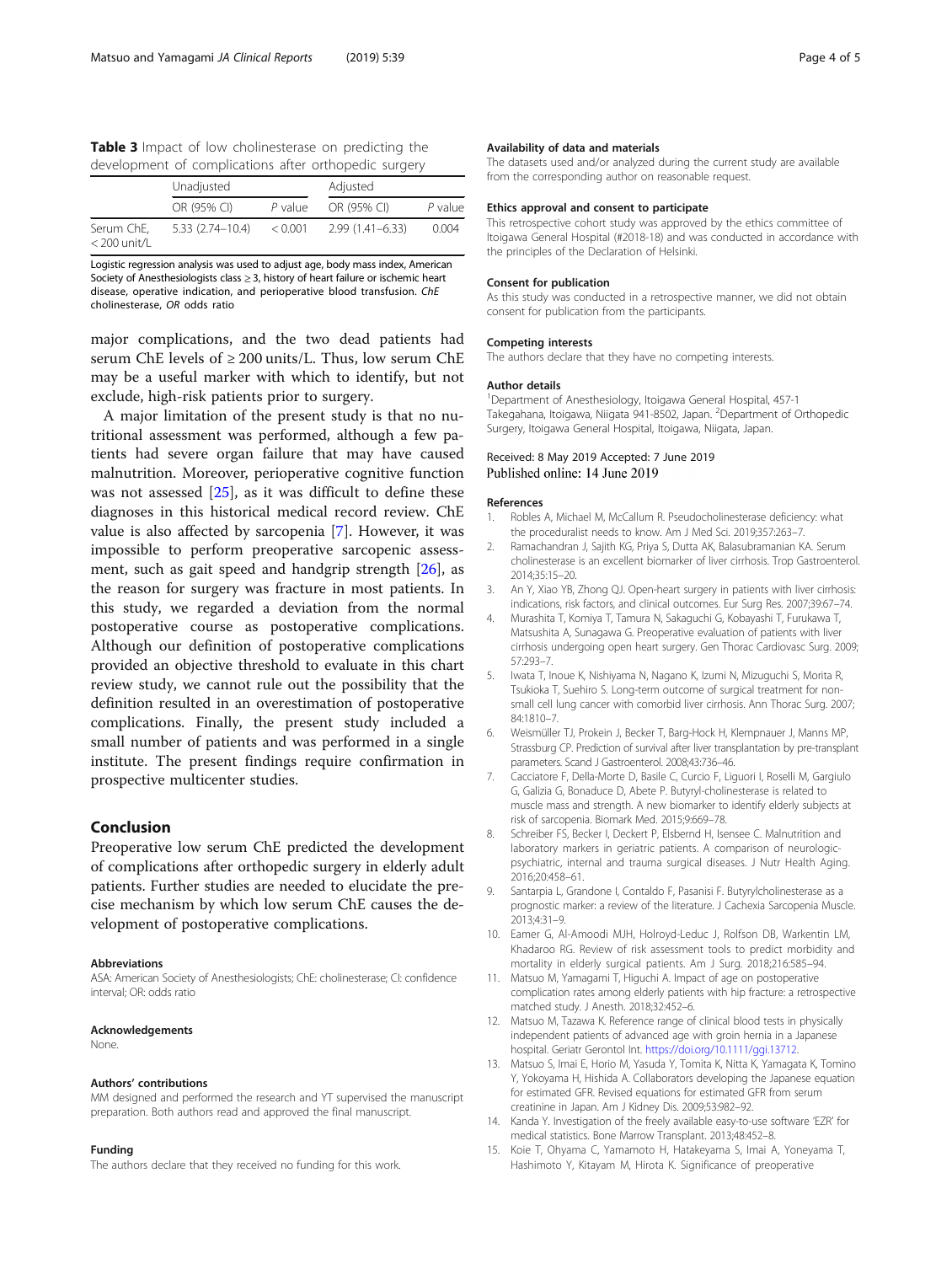**Table 3** Impact of low cholinesterase on predicting the development of complications after orthopedic surgery

| | Unadjusted | | Adjusted | |
|---|---|---|---|---|
| | OR (95% CI) | *P* value | OR (95% CI) | *P* value |
| Serum ChE, < 200 unit/L | 5.33 (2.74–10.4) | < 0.001 | 2.99 (1.41–6.33) | 0.004 |

Logistic regression analysis was used to adjust age, body mass index, American Society of Anesthesiologists class ≥ 3, history of heart failure or ischemic heart disease, operative indication, and perioperative blood transfusion. *ChE* cholinesterase, *OR* odds ratio

major complications, and the two dead patients had serum ChE levels of ≥ 200 units/L. Thus, low serum ChE may be a useful marker with which to identify, but not exclude, high-risk patients prior to surgery.

A major limitation of the present study is that no nutritional assessment was performed, although a few patients had severe organ failure that may have caused malnutrition. Moreover, perioperative cognitive function was not assessed [25], as it was difficult to define these diagnoses in this historical medical record review. ChE value is also affected by sarcopenia [7]. However, it was impossible to perform preoperative sarcopenic assessment, such as gait speed and handgrip strength [26], as the reason for surgery was fracture in most patients. In this study, we regarded a deviation from the normal postoperative course as postoperative complications. Although our definition of postoperative complications provided an objective threshold to evaluate in this chart review study, we cannot rule out the possibility that the definition resulted in an overestimation of postoperative complications. Finally, the present study included a small number of patients and was performed in a single institute. The present findings require confirmation in prospective multicenter studies.

## Conclusion

Preoperative low serum ChE predicted the development of complications after orthopedic surgery in elderly adult patients. Further studies are needed to elucidate the precise mechanism by which low serum ChE causes the development of postoperative complications.

#### Abbreviations

ASA: American Society of Anesthesiologists; ChE: cholinesterase; CI: confidence interval; OR: odds ratio

#### Acknowledgements

None.

#### Authors' contributions

MM designed and performed the research and YT supervised the manuscript preparation. Both authors read and approved the final manuscript.

#### Funding

The authors declare that they received no funding for this work.

#### Availability of data and materials

The datasets used and/or analyzed during the current study are available from the corresponding author on reasonable request.

#### Ethics approval and consent to participate

This retrospective cohort study was approved by the ethics committee of Itoigawa General Hospital (#2018-18) and was conducted in accordance with the principles of the Declaration of Helsinki.

#### Consent for publication

As this study was conducted in a retrospective manner, we did not obtain consent for publication from the participants.

#### Competing interests

The authors declare that they have no competing interests.

#### Author details

[1]Department of Anesthesiology, Itoigawa General Hospital, 457-1 Takegahana, Itoigawa, Niigata 941-8502, Japan. [2]Department of Orthopedic Surgery, Itoigawa General Hospital, Itoigawa, Niigata, Japan.

Received: 8 May 2019 Accepted: 7 June 2019
Published online: 14 June 2019

#### References

1. Robles A, Michael M, McCallum R. Pseudocholinesterase deficiency: what the proceduralist needs to know. Am J Med Sci. 2019;357:263–7.
2. Ramachandran J, Sajith KG, Priya S, Dutta AK, Balasubramanian KA. Serum cholinesterase is an excellent biomarker of liver cirrhosis. Trop Gastroenterol. 2014;35:15–20.
3. An Y, Xiao YB, Zhong QJ. Open-heart surgery in patients with liver cirrhosis: indications, risk factors, and clinical outcomes. Eur Surg Res. 2007;39:67–74.
4. Murashita T, Komiya T, Tamura N, Sakaguchi G, Kobayashi T, Furukawa T, Matsushita A, Sunagawa G. Preoperative evaluation of patients with liver cirrhosis undergoing open heart surgery. Gen Thorac Cardiovasc Surg. 2009;57:293–7.
5. Iwata T, Inoue K, Nishiyama N, Nagano K, Izumi N, Mizuguchi S, Morita R, Tsukioka T, Suehiro S. Long-term outcome of surgical treatment for non-small cell lung cancer with comorbid liver cirrhosis. Ann Thorac Surg. 2007;84:1810–7.
6. Weismüller TJ, Prokein J, Becker T, Barg-Hock H, Klempnauer J, Manns MP, Strassburg CP. Prediction of survival after liver transplantation by pre-transplant parameters. Scand J Gastroenterol. 2008;43:736–46.
7. Cacciatore F, Della-Morte D, Basile C, Curcio F, Liguori I, Roselli M, Gargiulo G, Galizia G, Bonaduce D, Abete P. Butyryl-cholinesterase is related to muscle mass and strength. A new biomarker to identify elderly subjects at risk of sarcopenia. Biomark Med. 2015;9:669–78.
8. Schreiber FS, Becker I, Deckert P, Elsbernd H, Isensee C. Malnutrition and laboratory markers in geriatric patients. A comparison of neurologic-psychiatric, internal and trauma surgical diseases. J Nutr Health Aging. 2016;20:458–61.
9. Santarpia L, Grandone I, Contaldo F, Pasanisi F. Butyrylcholinesterase as a prognostic marker: a review of the literature. J Cachexia Sarcopenia Muscle. 2013;4:31–9.
10. Eamer G, Al-Amoodi MJH, Holroyd-Leduc J, Rolfson DB, Warkentin LM, Khadaroo RG. Review of risk assessment tools to predict morbidity and mortality in elderly surgical patients. Am J Surg. 2018;216:585–94.
11. Matsuo M, Yamagami T, Higuchi A. Impact of age on postoperative complication rates among elderly patients with hip fracture: a retrospective matched study. J Anesth. 2018;32:452–6.
12. Matsuo M, Tazawa K. Reference range of clinical blood tests in physically independent patients of advanced age with groin hernia in a Japanese hospital. Geriatr Gerontol Int. https://doi.org/10.1111/ggi.13712.
13. Matsuo S, Imai E, Horio M, Yasuda Y, Tomita K, Nitta K, Yamagata K, Tomino Y, Yokoyama H, Hishida A. Collaborators developing the Japanese equation for estimated GFR. Revised equations for estimated GFR from serum creatinine in Japan. Am J Kidney Dis. 2009;53:982–92.
14. Kanda Y. Investigation of the freely available easy-to-use software 'EZR' for medical statistics. Bone Marrow Transplant. 2013;48:452–8.
15. Koie T, Ohyama C, Yamamoto H, Hatakeyama S, Imai A, Yoneyama T, Hashimoto Y, Kitayam M, Hirota K. Significance of preoperative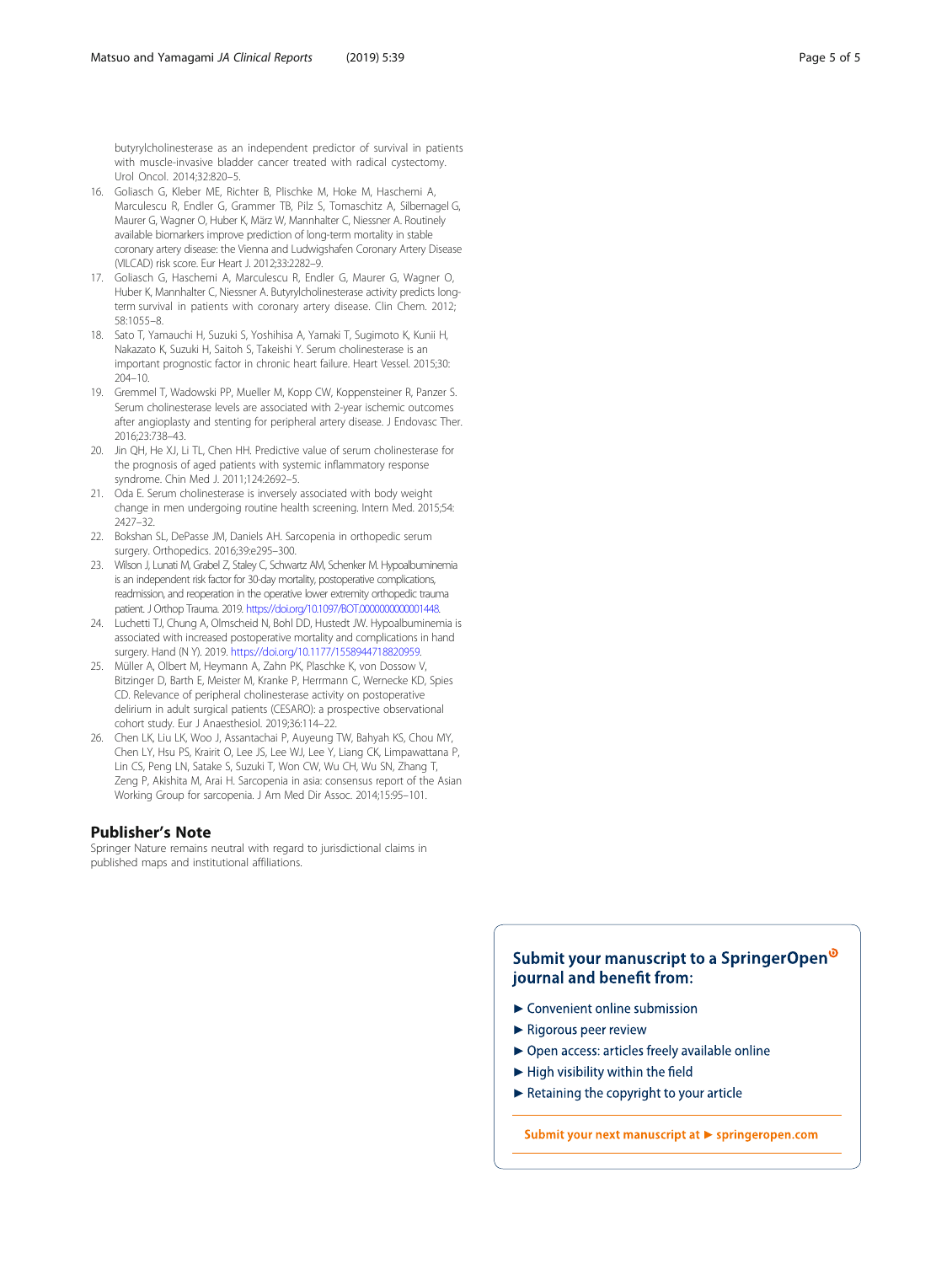butyrylcholinesterase as an independent predictor of survival in patients with muscle-invasive bladder cancer treated with radical cystectomy. Urol Oncol. 2014;32:820–5.

16. Goliasch G, Kleber ME, Richter B, Plischke M, Hoke M, Haschemi A, Marculescu R, Endler G, Grammer TB, Pilz S, Tomaschitz A, Silbernagel G, Maurer G, Wagner O, Huber K, März W, Mannhalter C, Niessner A. Routinely available biomarkers improve prediction of long-term mortality in stable coronary artery disease: the Vienna and Ludwigshafen Coronary Artery Disease (VILCAD) risk score. Eur Heart J. 2012;33:2282–9.
17. Goliasch G, Haschemi A, Marculescu R, Endler G, Maurer G, Wagner O, Huber K, Mannhalter C, Niessner A. Butyrylcholinesterase activity predicts long-term survival in patients with coronary artery disease. Clin Chem. 2012;58:1055–8.
18. Sato T, Yamauchi H, Suzuki S, Yoshihisa A, Yamaki T, Sugimoto K, Kunii H, Nakazato K, Suzuki H, Saitoh S, Takeishi Y. Serum cholinesterase is an important prognostic factor in chronic heart failure. Heart Vessel. 2015;30:204–10.
19. Gremmel T, Wadowski PP, Mueller M, Kopp CW, Koppensteiner R, Panzer S. Serum cholinesterase levels are associated with 2-year ischemic outcomes after angioplasty and stenting for peripheral artery disease. J Endovasc Ther. 2016;23:738–43.
20. Jin QH, He XJ, Li TL, Chen HH. Predictive value of serum cholinesterase for the prognosis of aged patients with systemic inflammatory response syndrome. Chin Med J. 2011;124:2692–5.
21. Oda E. Serum cholinesterase is inversely associated with body weight change in men undergoing routine health screening. Intern Med. 2015;54:2427–32.
22. Bokshan SL, DePasse JM, Daniels AH. Sarcopenia in orthopedic serum surgery. Orthopedics. 2016;39:e295–300.
23. Wilson J, Lunati M, Grabel Z, Staley C, Schwartz AM, Schenker M. Hypoalbuminemia is an independent risk factor for 30-day mortality, postoperative complications, readmission, and reoperation in the operative lower extremity orthopedic trauma patient. J Orthop Trauma. 2019. https://doi.org/10.1097/BOT.0000000000001448.
24. Luchetti TJ, Chung A, Olmscheid N, Bohl DD, Hustedt JW. Hypoalbuminemia is associated with increased postoperative mortality and complications in hand surgery. Hand (N Y). 2019. https://doi.org/10.1177/1558944718820959.
25. Müller A, Olbert M, Heymann A, Zahn PK, Plaschke K, von Dossow V, Bitzinger D, Barth E, Meister M, Kranke P, Herrmann C, Wernecke KD, Spies CD. Relevance of peripheral cholinesterase activity on postoperative delirium in adult surgical patients (CESARO): a prospective observational cohort study. Eur J Anaesthesiol. 2019;36:114–22.
26. Chen LK, Liu LK, Woo J, Assantachai P, Auyeung TW, Bahyah KS, Chou MY, Chen LY, Hsu PS, Krairit O, Lee JS, Lee WJ, Lee Y, Liang CK, Limpawattana P, Lin CS, Peng LN, Satake S, Suzuki T, Won CW, Wu CH, Wu SN, Zhang T, Zeng P, Akishita M, Arai H. Sarcopenia in asia: consensus report of the Asian Working Group for sarcopenia. J Am Med Dir Assoc. 2014;15:95–101.

## Publisher's Note

Springer Nature remains neutral with regard to jurisdictional claims in published maps and institutional affiliations.

**Submit your manuscript to a SpringerOpen journal and benefit from:**

- ► Convenient online submission
- ► Rigorous peer review
- ► Open access: articles freely available online
- ► High visibility within the field
- ► Retaining the copyright to your article

**Submit your next manuscript at ► springeropen.com**